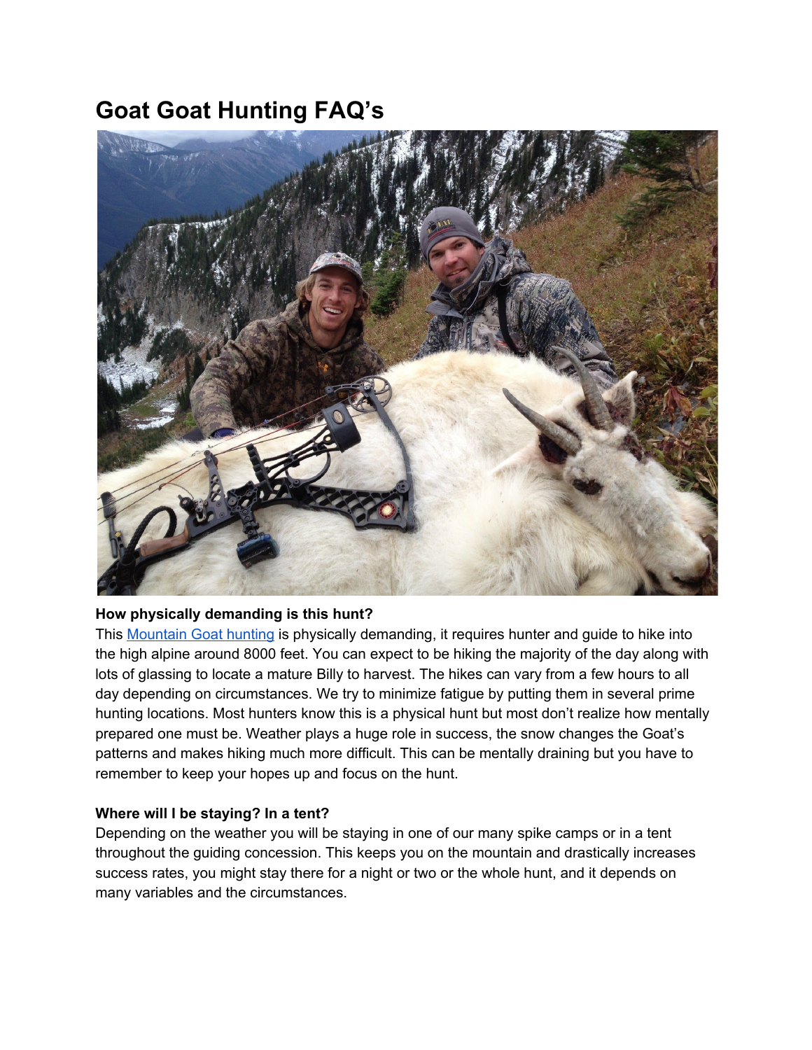# Goat Goat Hunting FAQ's

**How physically demanding is this hunt?**

This Mountain Goat hunting is physically demanding, it requires hunter and guide to hike into the high alpine around 8000 feet. You can expect to be hiking the majority of the day along with lots of glassing to locate a mature Billy to harvest. The hikes can vary from a few hours to all day depending on circumstances. We try to minimize fatigue by putting them in several prime hunting locations. Most hunters know this is a physical hunt but most don't realize how mentally prepared one must be. Weather plays a huge role in success, the snow changes the Goat's patterns and makes hiking much more difficult. This can be mentally draining but you have to remember to keep your hopes up and focus on the hunt.

**Where will I be staying? In a tent?**

Depending on the weather you will be staying in one of our many spike camps or in a tent throughout the guiding concession. This keeps you on the mountain and drastically increases success rates, you might stay there for a night or two or the whole hunt, and it depends on many variables and the circumstances.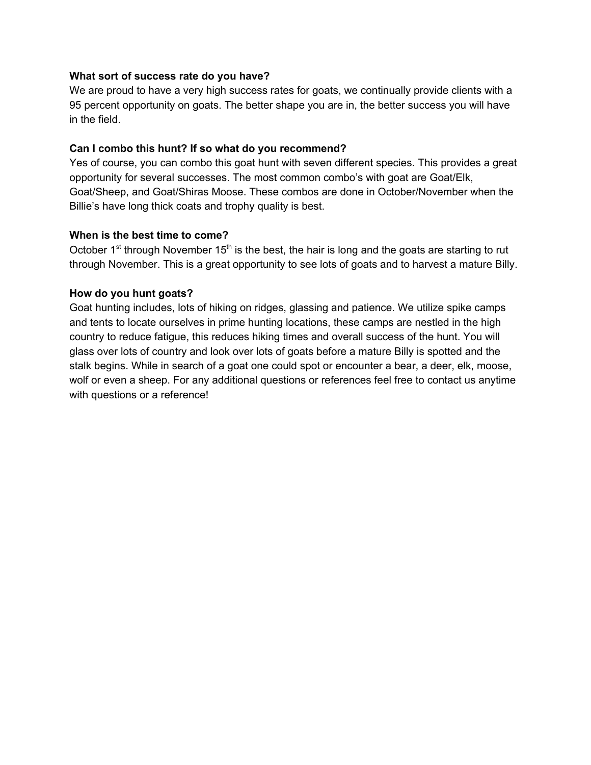**What sort of success rate do you have?**
We are proud to have a very high success rates for goats, we continually provide clients with a 95 percent opportunity on goats. The better shape you are in, the better success you will have in the field.

**Can I combo this hunt? If so what do you recommend?**
Yes of course, you can combo this goat hunt with seven different species. This provides a great opportunity for several successes. The most common combo's with goat are Goat/Elk, Goat/Sheep, and Goat/Shiras Moose. These combos are done in October/November when the Billie's have long thick coats and trophy quality is best.

**When is the best time to come?**
October 1st through November 15th is the best, the hair is long and the goats are starting to rut through November. This is a great opportunity to see lots of goats and to harvest a mature Billy.

**How do you hunt goats?**
Goat hunting includes, lots of hiking on ridges, glassing and patience. We utilize spike camps and tents to locate ourselves in prime hunting locations, these camps are nestled in the high country to reduce fatigue, this reduces hiking times and overall success of the hunt. You will glass over lots of country and look over lots of goats before a mature Billy is spotted and the stalk begins. While in search of a goat one could spot or encounter a bear, a deer, elk, moose, wolf or even a sheep. For any additional questions or references feel free to contact us anytime with questions or a reference!